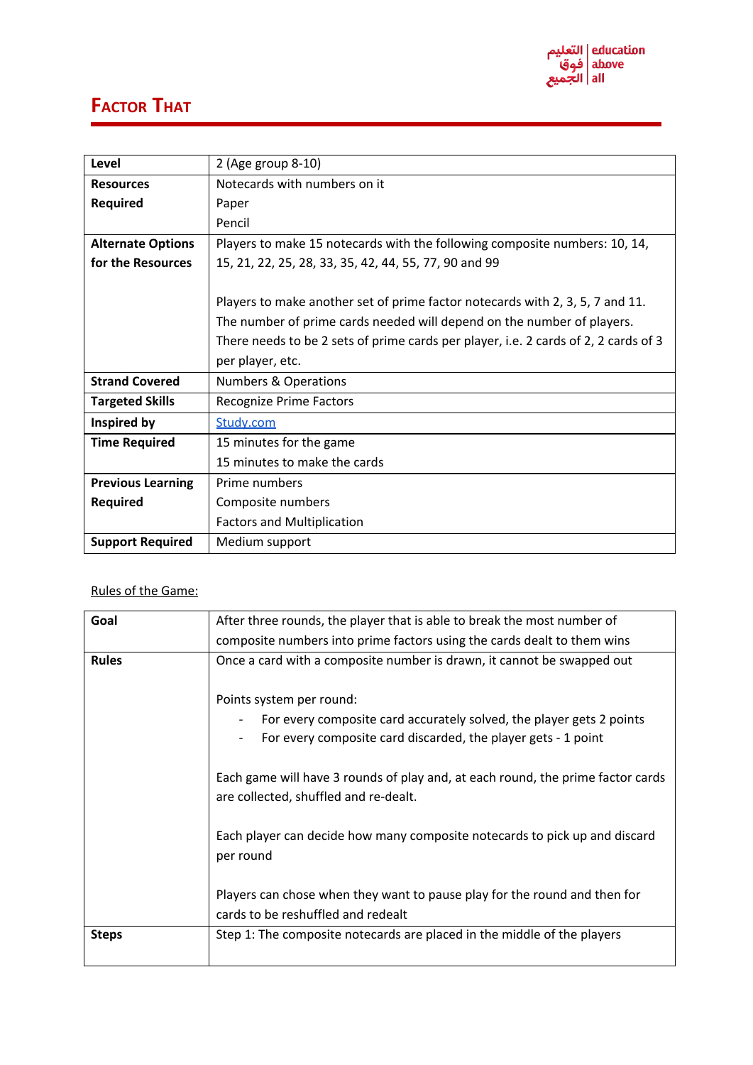# Factor That

| Level | 2 (Age group 8-10) |
|---|---|
| Resources Required | Notecards with numbers on it<br>Paper<br>Pencil |
| Alternate Options for the Resources | Players to make 15 notecards with the following composite numbers: 10, 14, 15, 21, 22, 25, 28, 33, 35, 42, 44, 55, 77, 90 and 99<br><br>Players to make another set of prime factor notecards with 2, 3, 5, 7 and 11. The number of prime cards needed will depend on the number of players. There needs to be 2 sets of prime cards per player, i.e. 2 cards of 2, 2 cards of 3 per player, etc. |
| Strand Covered | Numbers & Operations |
| Targeted Skills | Recognize Prime Factors |
| Inspired by | [Study.com]() |
| Time Required | 15 minutes for the game<br>15 minutes to make the cards |
| Previous Learning Required | Prime numbers<br>Composite numbers<br>Factors and Multiplication |
| Support Required | Medium support |

Rules of the Game:

| Goal | After three rounds, the player that is able to break the most number of composite numbers into prime factors using the cards dealt to them wins |
|---|---|
| Rules | Once a card with a composite number is drawn, it cannot be swapped out<br><br>Points system per round:<br>- For every composite card accurately solved, the player gets 2 points<br>- For every composite card discarded, the player gets - 1 point<br><br>Each game will have 3 rounds of play and, at each round, the prime factor cards are collected, shuffled and re-dealt.<br><br>Each player can decide how many composite notecards to pick up and discard per round<br><br>Players can chose when they want to pause play for the round and then for cards to be reshuffled and redealt |
| Steps | Step 1: The composite notecards are placed in the middle of the players |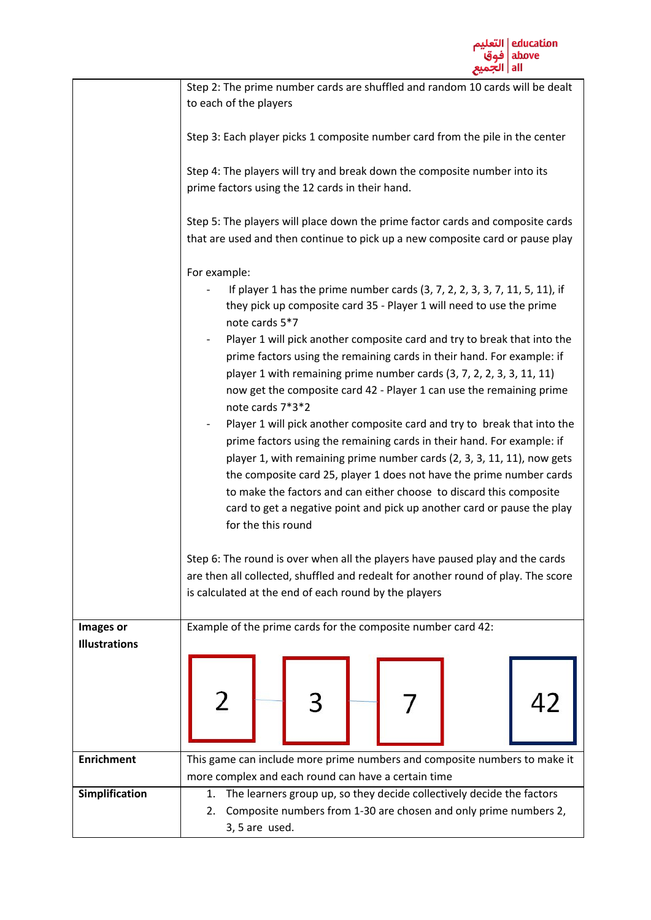| | |
|---|---|
| | Step 2: The prime number cards are shuffled and random 10 cards will be dealt to each of the players<br><br>Step 3: Each player picks 1 composite number card from the pile in the center<br><br>Step 4: The players will try and break down the composite number into its prime factors using the 12 cards in their hand.<br><br>Step 5: The players will place down the prime factor cards and composite cards that are used and then continue to pick up a new composite card or pause play<br><br>For example:<br>- If player 1 has the prime number cards (3, 7, 2, 2, 3, 3, 7, 11, 5, 11), if they pick up composite card 35 - Player 1 will need to use the prime note cards 5*7<br>- Player 1 will pick another composite card and try to break that into the prime factors using the remaining cards in their hand. For example: if player 1 with remaining prime number cards (3, 7, 2, 2, 3, 3, 11, 11) now get the composite card 42 - Player 1 can use the remaining prime note cards 7*3*2<br>- Player 1 will pick another composite card and try to break that into the prime factors using the remaining cards in their hand. For example: if player 1, with remaining prime number cards (2, 3, 3, 11, 11), now gets the composite card 25, player 1 does not have the prime number cards to make the factors and can either choose to discard this composite card to get a negative point and pick up another card or pause the play for the this round<br><br>Step 6: The round is over when all the players have paused play and the cards are then all collected, shuffled and redealt for another round of play. The score is calculated at the end of each round by the players |
| **Images or Illustrations** | Example of the prime cards for the composite number card 42:<br><br>2 3 7 42 |
| **Enrichment** | This game can include more prime numbers and composite numbers to make it more complex and each round can have a certain time |
| **Simplification** | 1. The learners group up, so they decide collectively decide the factors<br>2. Composite numbers from 1-30 are chosen and only prime numbers 2, 3, 5 are used. |